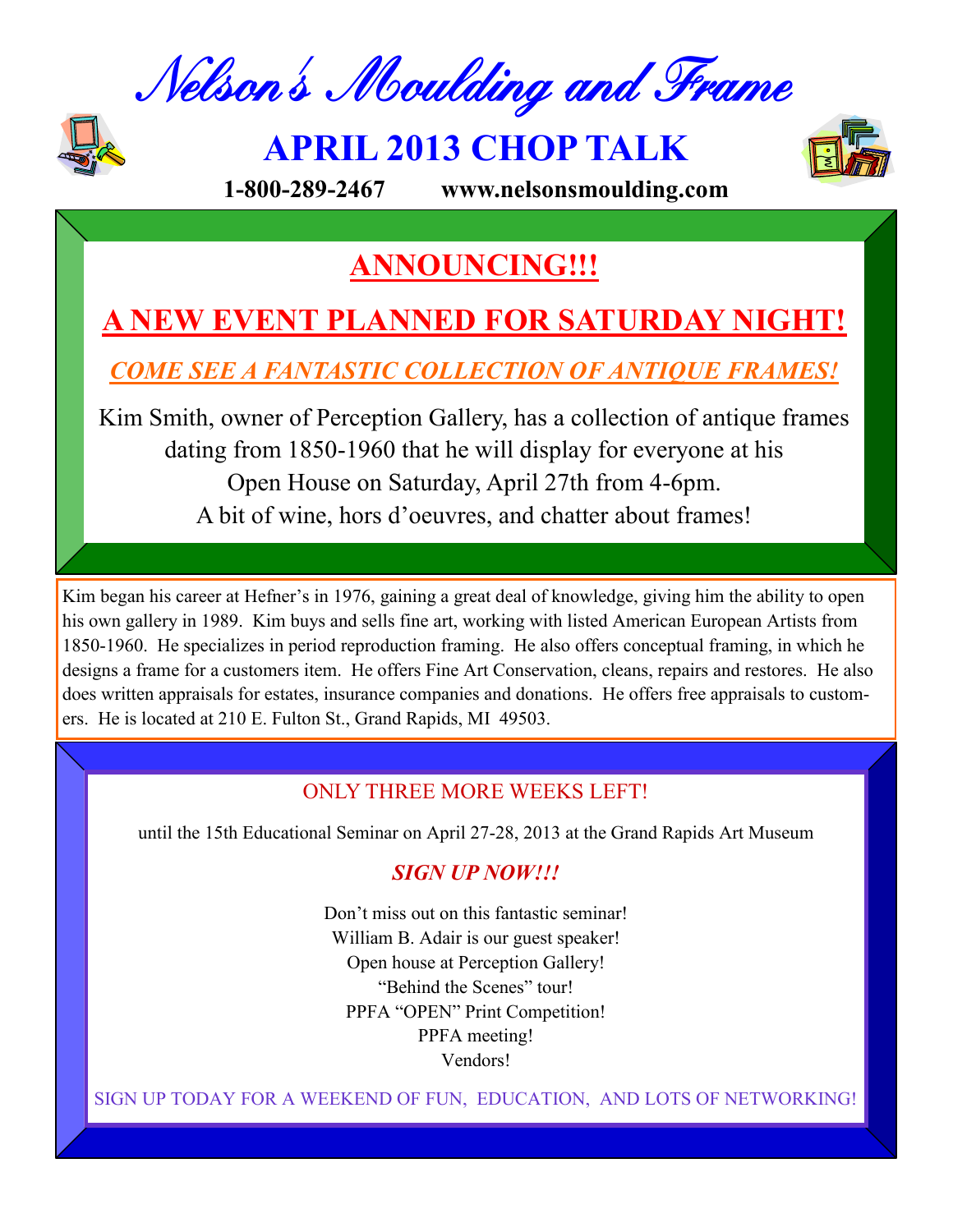# *Nelson's Moulding and Frame*

## APRIL 2013 CHOP TALK

**1-800-289-2467 www.nelsonsmoulding.com**

## ANNOUNCING!!!

## A NEW EVENT PLANNED FOR SATURDAY NIGHT!

### *COME SEE A FANTASTIC COLLECTION OF ANTIQUE FRAMES!*

Kim Smith, owner of Perception Gallery, has a collection of antique frames dating from 1850-1960 that he will display for everyone at his Open House on Saturday, April 27th from 4-6pm.
A bit of wine, hors d'oeuvres, and chatter about frames!

Kim began his career at Hefner's in 1976, gaining a great deal of knowledge, giving him the ability to open his own gallery in 1989. Kim buys and sells fine art, working with listed American European Artists from 1850-1960. He specializes in period reproduction framing. He also offers conceptual framing, in which he designs a frame for a customers item. He offers Fine Art Conservation, cleans, repairs and restores. He also does written appraisals for estates, insurance companies and donations. He offers free appraisals to customers. He is located at 210 E. Fulton St., Grand Rapids, MI 49503.

ONLY THREE MORE WEEKS LEFT!

until the 15th Educational Seminar on April 27-28, 2013 at the Grand Rapids Art Museum

***SIGN UP NOW!!!***

Don't miss out on this fantastic seminar!
William B. Adair is our guest speaker!
Open house at Perception Gallery!
"Behind the Scenes" tour!
PPFA "OPEN" Print Competition!
PPFA meeting!
Vendors!

SIGN UP TODAY FOR A WEEKEND OF FUN, EDUCATION, AND LOTS OF NETWORKING!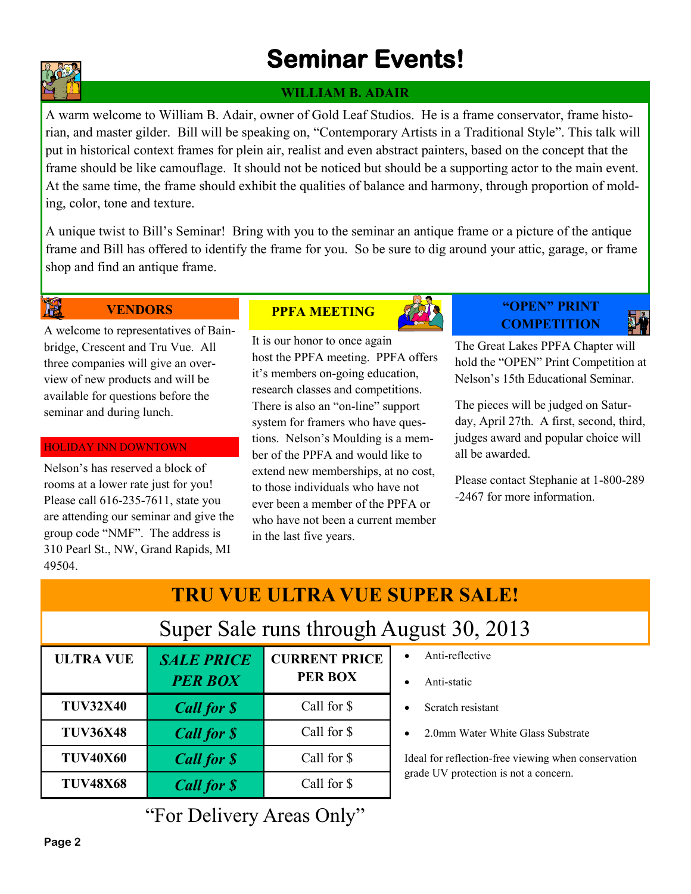# Seminar Events!

## WILLIAM B. ADAIR

A warm welcome to William B. Adair, owner of Gold Leaf Studios. He is a frame conservator, frame historian, and master gilder. Bill will be speaking on, "Contemporary Artists in a Traditional Style". This talk will put in historical context frames for plein air, realist and even abstract painters, based on the concept that the frame should be like camouflage. It should not be noticed but should be a supporting actor to the main event. At the same time, the frame should exhibit the qualities of balance and harmony, through proportion of molding, color, tone and texture.

A unique twist to Bill's Seminar! Bring with you to the seminar an antique frame or a picture of the antique frame and Bill has offered to identify the frame for you. So be sure to dig around your attic, garage, or frame shop and find an antique frame.

### VENDORS

A welcome to representatives of Bainbridge, Crescent and Tru Vue. All three companies will give an overview of new products and will be available for questions before the seminar and during lunch.

### HOLIDAY INN DOWNTOWN

Nelson's has reserved a block of rooms at a lower rate just for you! Please call 616-235-7611, state you are attending our seminar and give the group code "NMF". The address is 310 Pearl St., NW, Grand Rapids, MI 49504.

### PPFA MEETING

It is our honor to once again host the PPFA meeting. PPFA offers it's members on-going education, research classes and competitions. There is also an "on-line" support system for framers who have questions. Nelson's Moulding is a member of the PPFA and would like to extend new memberships, at no cost, to those individuals who have not ever been a member of the PPFA or who have not been a current member in the last five years.

### "OPEN" PRINT COMPETITION

The Great Lakes PPFA Chapter will hold the "OPEN" Print Competition at Nelson's 15th Educational Seminar.

The pieces will be judged on Saturday, April 27th. A first, second, third, judges award and popular choice will all be awarded.

Please contact Stephanie at 1-800-289-2467 for more information.

## TRU VUE ULTRA VUE SUPER SALE!

Super Sale runs through August 30, 2013

| ULTRA VUE | *SALE PRICE PER BOX* | CURRENT PRICE PER BOX |
|---|---|---|
| TUV32X40 | *Call for $* | Call for $ |
| TUV36X48 | *Call for $* | Call for $ |
| TUV40X60 | *Call for $* | Call for $ |
| TUV48X68 | *Call for $* | Call for $ |

- Anti-reflective
- Anti-static
- Scratch resistant
- 2.0mm Water White Glass Substrate

Ideal for reflection-free viewing when conservation grade UV protection is not a concern.

"For Delivery Areas Only"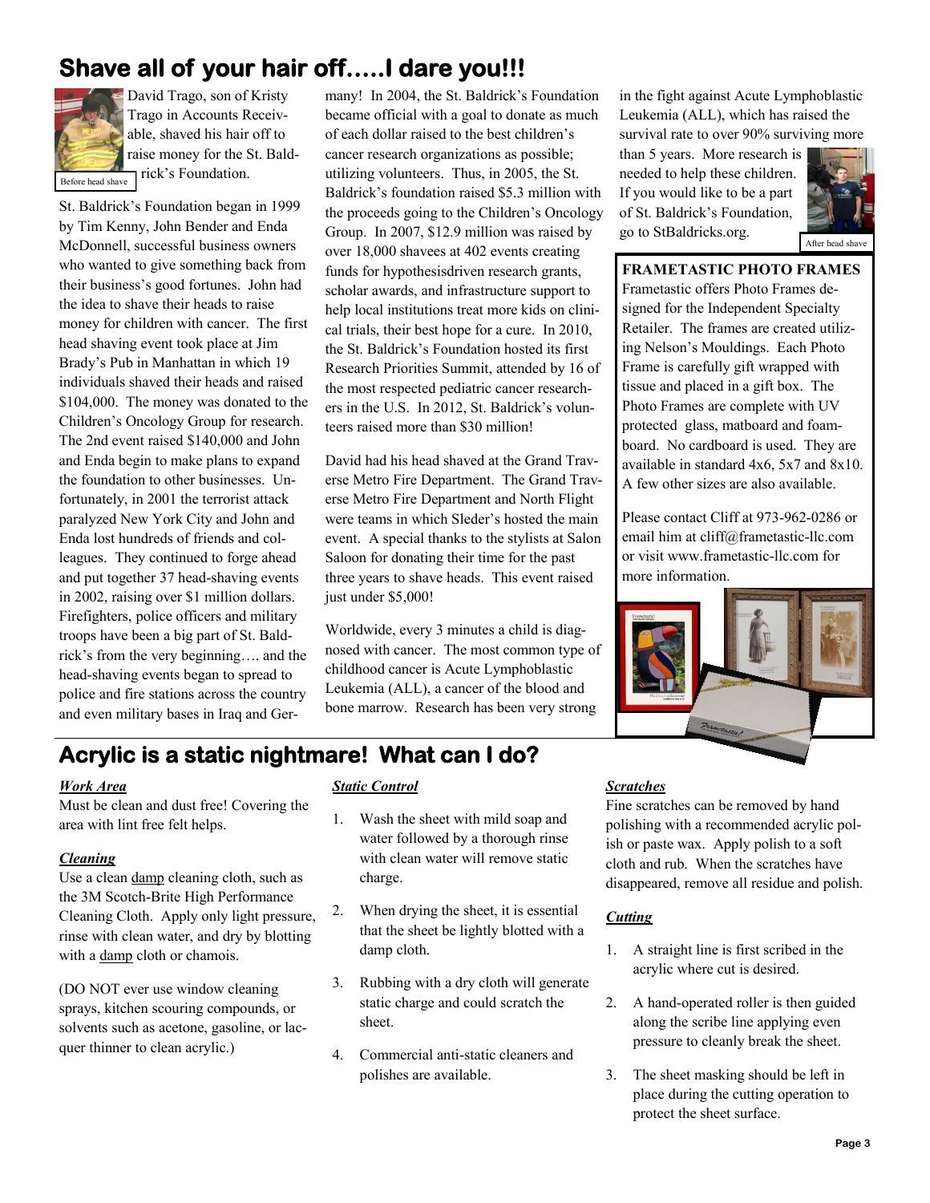# Shave all of your hair off.....I dare you!!!

David Trago, son of Kristy Trago in Accounts Receivable, shaved his hair off to raise money for the St. Baldrick's Foundation.

Before head shave

St. Baldrick's Foundation began in 1999 by Tim Kenny, John Bender and Enda McDonnell, successful business owners who wanted to give something back from their business's good fortunes. John had the idea to shave their heads to raise money for children with cancer. The first head shaving event took place at Jim Brady's Pub in Manhattan in which 19 individuals shaved their heads and raised $104,000. The money was donated to the Children's Oncology Group for research. The 2nd event raised $140,000 and John and Enda begin to make plans to expand the foundation to other businesses. Unfortunately, in 2001 the terrorist attack paralyzed New York City and John and Enda lost hundreds of friends and colleagues. They continued to forge ahead and put together 37 head-shaving events in 2002, raising over $1 million dollars. Firefighters, police officers and military troops have been a big part of St. Baldrick's from the very beginning…. and the head-shaving events began to spread to police and fire stations across the country and even military bases in Iraq and Germany! In 2004, the St. Baldrick's Foundation became official with a goal to donate as much of each dollar raised to the best children's cancer research organizations as possible; utilizing volunteers. Thus, in 2005, the St. Baldrick's foundation raised $5.3 million with the proceeds going to the Children's Oncology Group. In 2007, $12.9 million was raised by over 18,000 shavees at 402 events creating funds for hypothesisdriven research grants, scholar awards, and infrastructure support to help local institutions treat more kids on clinical trials, their best hope for a cure. In 2010, the St. Baldrick's Foundation hosted its first Research Priorities Summit, attended by 16 of the most respected pediatric cancer researchers in the U.S. In 2012, St. Baldrick's volunteers raised more than $30 million!

David had his head shaved at the Grand Traverse Metro Fire Department. The Grand Traverse Metro Fire Department and North Flight were teams in which Sleder's hosted the main event. A special thanks to the stylists at Salon Saloon for donating their time for the past three years to shave heads. This event raised just under $5,000!

Worldwide, every 3 minutes a child is diagnosed with cancer. The most common type of childhood cancer is Acute Lymphoblastic Leukemia (ALL), a cancer of the blood and bone marrow. Research has been very strong in the fight against Acute Lymphoblastic Leukemia (ALL), which has raised the survival rate to over 90% surviving more than 5 years. More research is needed to help these children. If you would like to be a part of St. Baldrick's Foundation, go to StBaldricks.org.

After head shave

**FRAMETASTIC PHOTO FRAMES**

Frametastic offers Photo Frames designed for the Independent Specialty Retailer. The frames are created utilizing Nelson's Mouldings. Each Photo Frame is carefully gift wrapped with tissue and placed in a gift box. The Photo Frames are complete with UV protected glass, matboard and foamboard. No cardboard is used. They are available in standard 4x6, 5x7 and 8x10. A few other sizes are also available.

Please contact Cliff at 973-962-0286 or email him at cliff@frametastic-llc.com or visit www.frametastic-llc.com for more information.

# Acrylic is a static nightmare! What can I do?

***Work Area***

Must be clean and dust free! Covering the area with lint free felt helps.

***Cleaning***

Use a clean damp cleaning cloth, such as the 3M Scotch-Brite High Performance Cleaning Cloth. Apply only light pressure, rinse with clean water, and dry by blotting with a damp cloth or chamois.

(DO NOT ever use window cleaning sprays, kitchen scouring compounds, or solvents such as acetone, gasoline, or lacquer thinner to clean acrylic.)

***Static Control***

1. Wash the sheet with mild soap and water followed by a thorough rinse with clean water will remove static charge.
2. When drying the sheet, it is essential that the sheet be lightly blotted with a damp cloth.
3. Rubbing with a dry cloth will generate static charge and could scratch the sheet.
4. Commercial anti-static cleaners and polishes are available.

***Scratches***

Fine scratches can be removed by hand polishing with a recommended acrylic polish or paste wax. Apply polish to a soft cloth and rub. When the scratches have disappeared, remove all residue and polish.

***Cutting***

1. A straight line is first scribed in the acrylic where cut is desired.
2. A hand-operated roller is then guided along the scribe line applying even pressure to cleanly break the sheet.
3. The sheet masking should be left in place during the cutting operation to protect the sheet surface.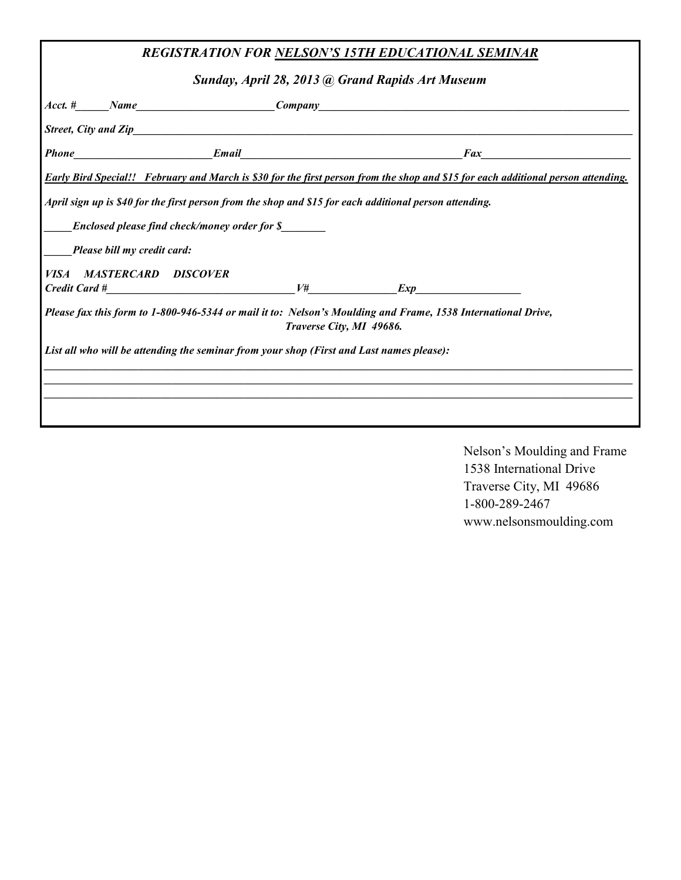## *REGISTRATION FOR NELSON'S 15TH EDUCATIONAL SEMINAR*

### *Sunday, April 28, 2013 @ Grand Rapids Art Museum*

***Acct. #______Name_________________________Company___________________________________________________________***

***Street, City and Zip______________________________________________________________________________________________***

***Phone_________________________Email________________________________________Fax___________________________***

***Early Bird Special!! February and March is $30 for the first person from the shop and $15 for each additional person attending.***

***April sign up is $40 for the first person from the shop and $15 for each additional person attending.***

***_____Enclosed please find check/money order for $________***

***_____Please bill my credit card:***

***VISA MASTERCARD DISCOVER***
***Credit Card #__________________________________V#________________Exp___________________***

***Please fax this form to 1-800-946-5344 or mail it to: Nelson's Moulding and Frame, 1538 International Drive, Traverse City, MI 49686.***

***List all who will be attending the seminar from your shop (First and Last names please):***

___________________________________________________________________________________________________________

___________________________________________________________________________________________________________

___________________________________________________________________________________________________________

Nelson's Moulding and Frame
1538 International Drive
Traverse City, MI 49686
1-800-289-2467
www.nelsonsmoulding.com